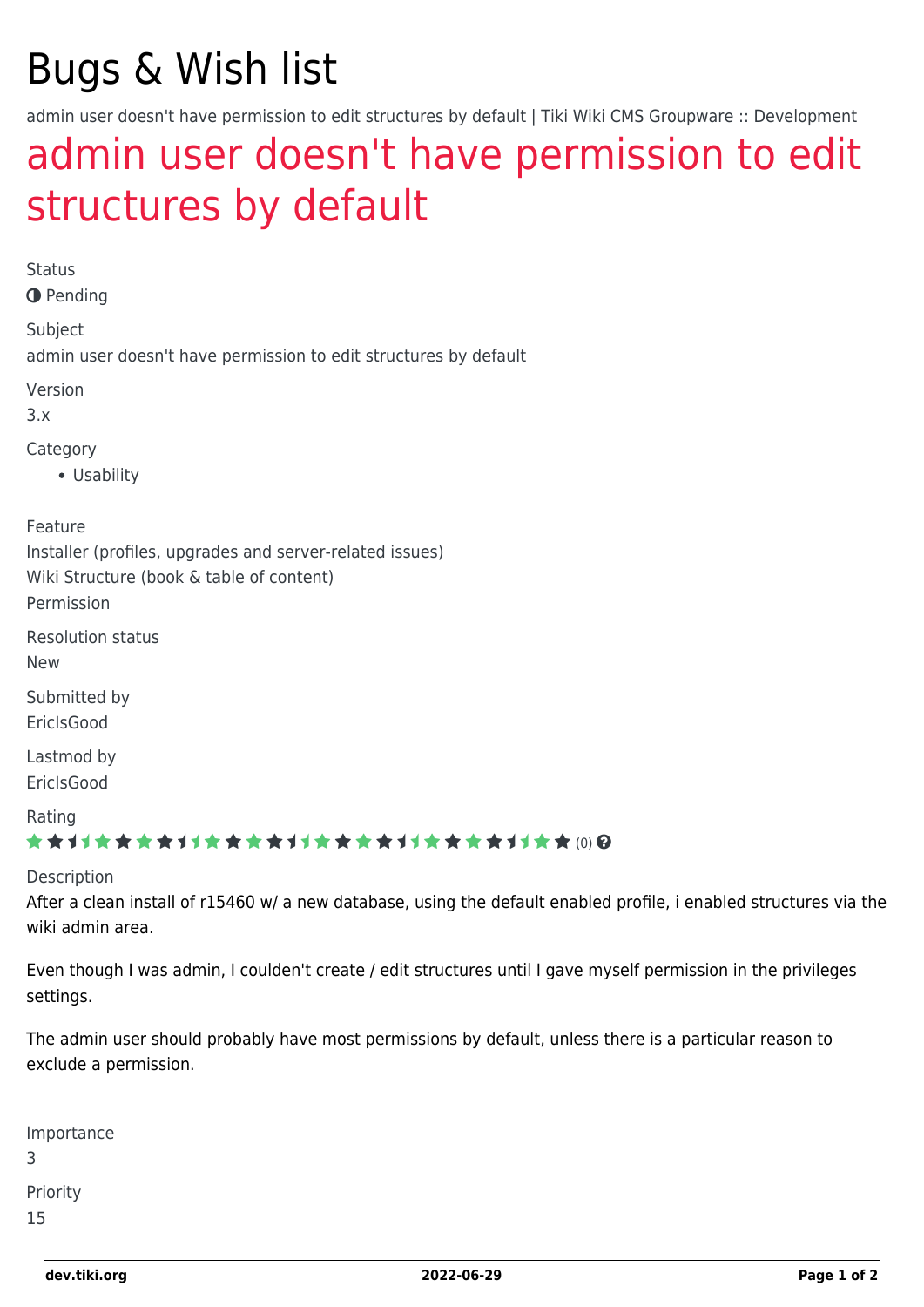# Bugs & Wish list

admin user doesn't have permission to edit structures by default | Tiki Wiki CMS Groupware :: Development

## admin user doesn't have permission to edit structures by default

Status

Pending

Subject

admin user doesn't have permission to edit structures by default

Version

3.x

Category

- Usability

Feature

Installer (profiles, upgrades and server-related issues)
Wiki Structure (book & table of content)
Permission

Resolution status

New

Submitted by

EricIsGood

Lastmod by

EricIsGood

Rating

(0)

Description

After a clean install of r15460 w/ a new database, using the default enabled profile, i enabled structures via the wiki admin area.

Even though I was admin, I coulden't create / edit structures until I gave myself permission in the privileges settings.

The admin user should probably have most permissions by default, unless there is a particular reason to exclude a permission.

Importance

3

Priority

15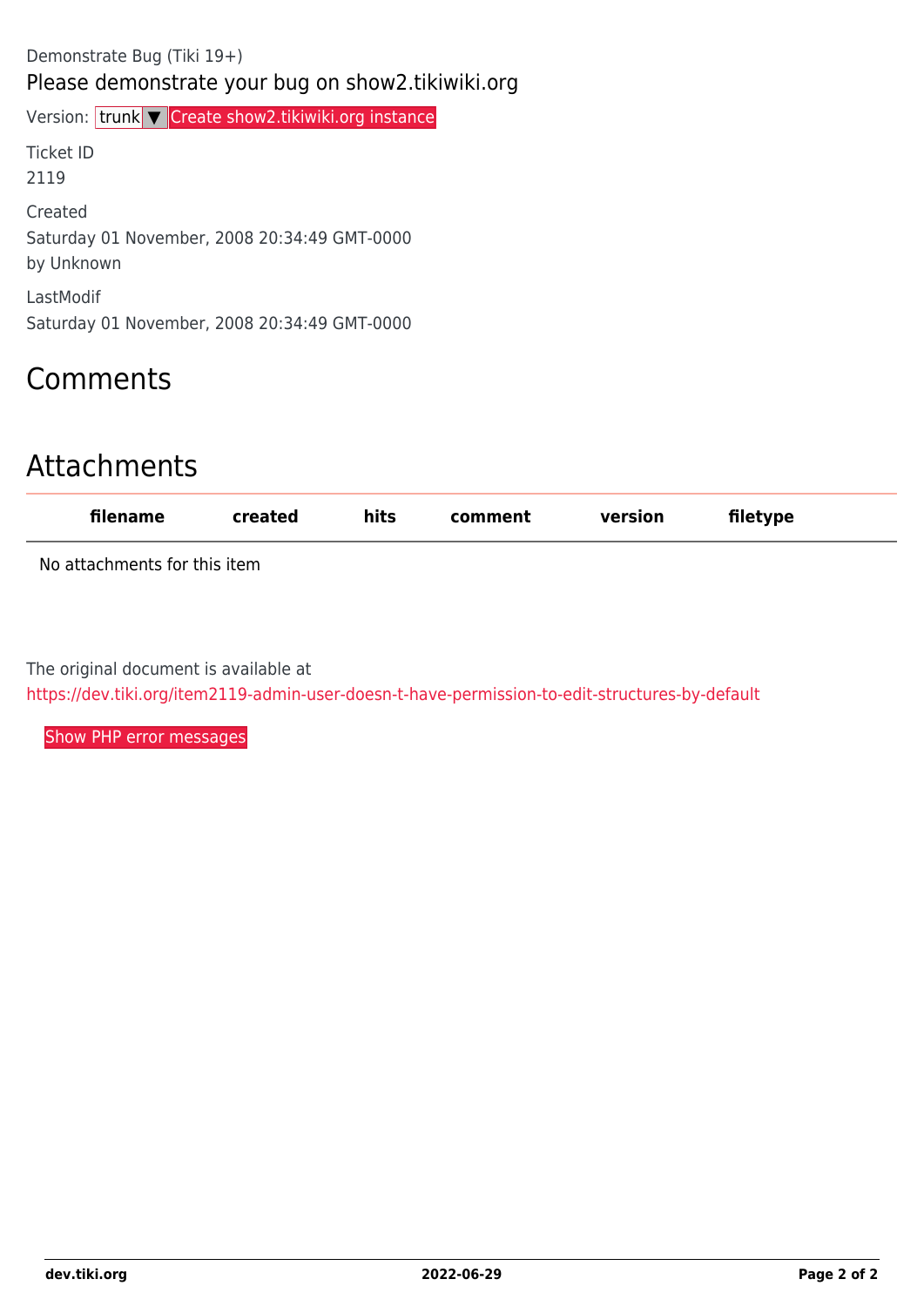Demonstrate Bug (Tiki 19+)

Please demonstrate your bug on show2.tikiwiki.org

Version: trunk ▼ Create show2.tikiwiki.org instance

Ticket ID
2119

Created
Saturday 01 November, 2008 20:34:49 GMT-0000
by Unknown

LastModif
Saturday 01 November, 2008 20:34:49 GMT-0000

## Comments

## Attachments

| filename | created | hits | comment | version | filetype |
|---|---|---|---|---|---|
| No attachments for this item | | | | | |

The original document is available at
https://dev.tiki.org/item2119-admin-user-doesn-t-have-permission-to-edit-structures-by-default

Show PHP error messages